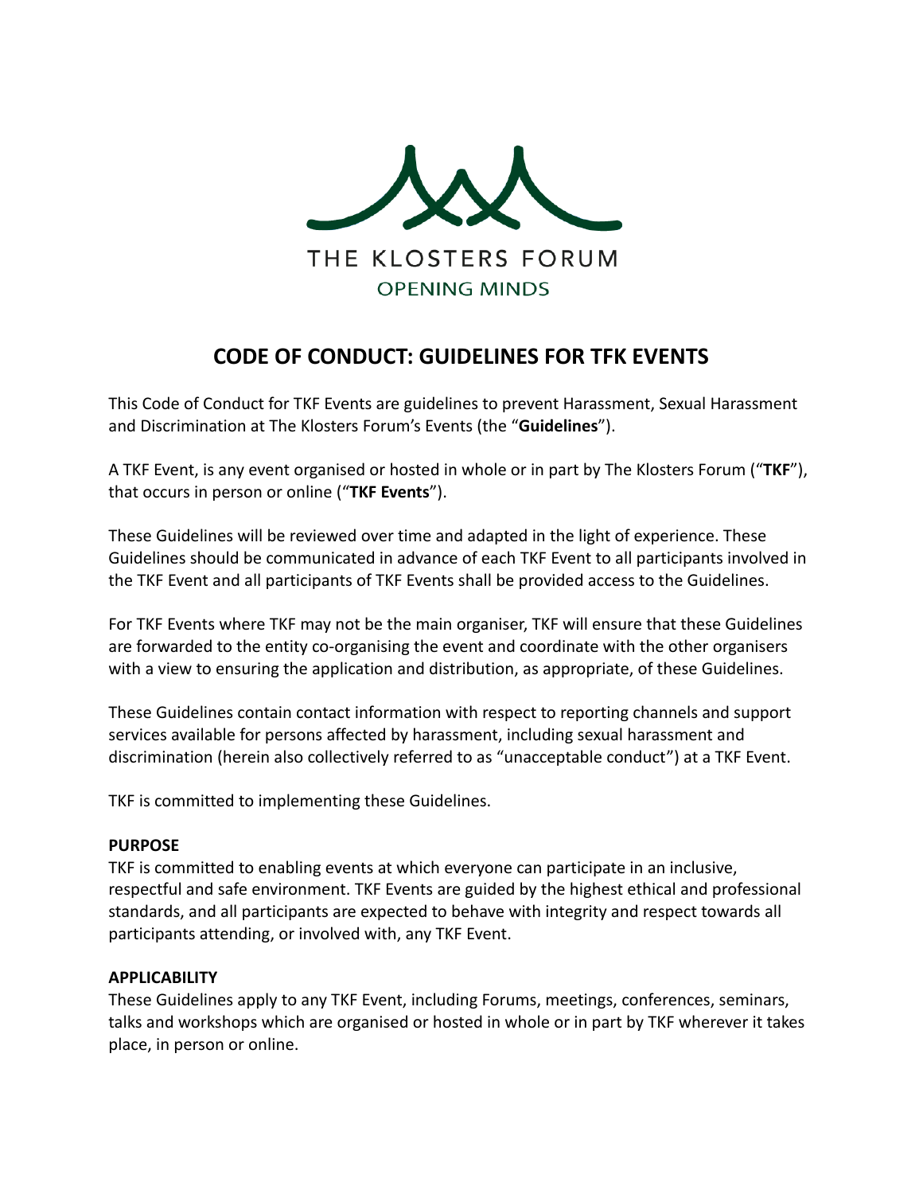THE KLOSTERS FORUM

OPENING MINDS

# CODE OF CONDUCT: GUIDELINES FOR TFK EVENTS

This Code of Conduct for TKF Events are guidelines to prevent Harassment, Sexual Harassment and Discrimination at The Klosters Forum's Events (the "**Guidelines**").

A TKF Event, is any event organised or hosted in whole or in part by The Klosters Forum ("**TKF**"), that occurs in person or online ("**TKF Events**").

These Guidelines will be reviewed over time and adapted in the light of experience. These Guidelines should be communicated in advance of each TKF Event to all participants involved in the TKF Event and all participants of TKF Events shall be provided access to the Guidelines.

For TKF Events where TKF may not be the main organiser, TKF will ensure that these Guidelines are forwarded to the entity co-organising the event and coordinate with the other organisers with a view to ensuring the application and distribution, as appropriate, of these Guidelines.

These Guidelines contain contact information with respect to reporting channels and support services available for persons affected by harassment, including sexual harassment and discrimination (herein also collectively referred to as "unacceptable conduct") at a TKF Event.

TKF is committed to implementing these Guidelines.

**PURPOSE**

TKF is committed to enabling events at which everyone can participate in an inclusive, respectful and safe environment. TKF Events are guided by the highest ethical and professional standards, and all participants are expected to behave with integrity and respect towards all participants attending, or involved with, any TKF Event.

**APPLICABILITY**

These Guidelines apply to any TKF Event, including Forums, meetings, conferences, seminars, talks and workshops which are organised or hosted in whole or in part by TKF wherever it takes place, in person or online.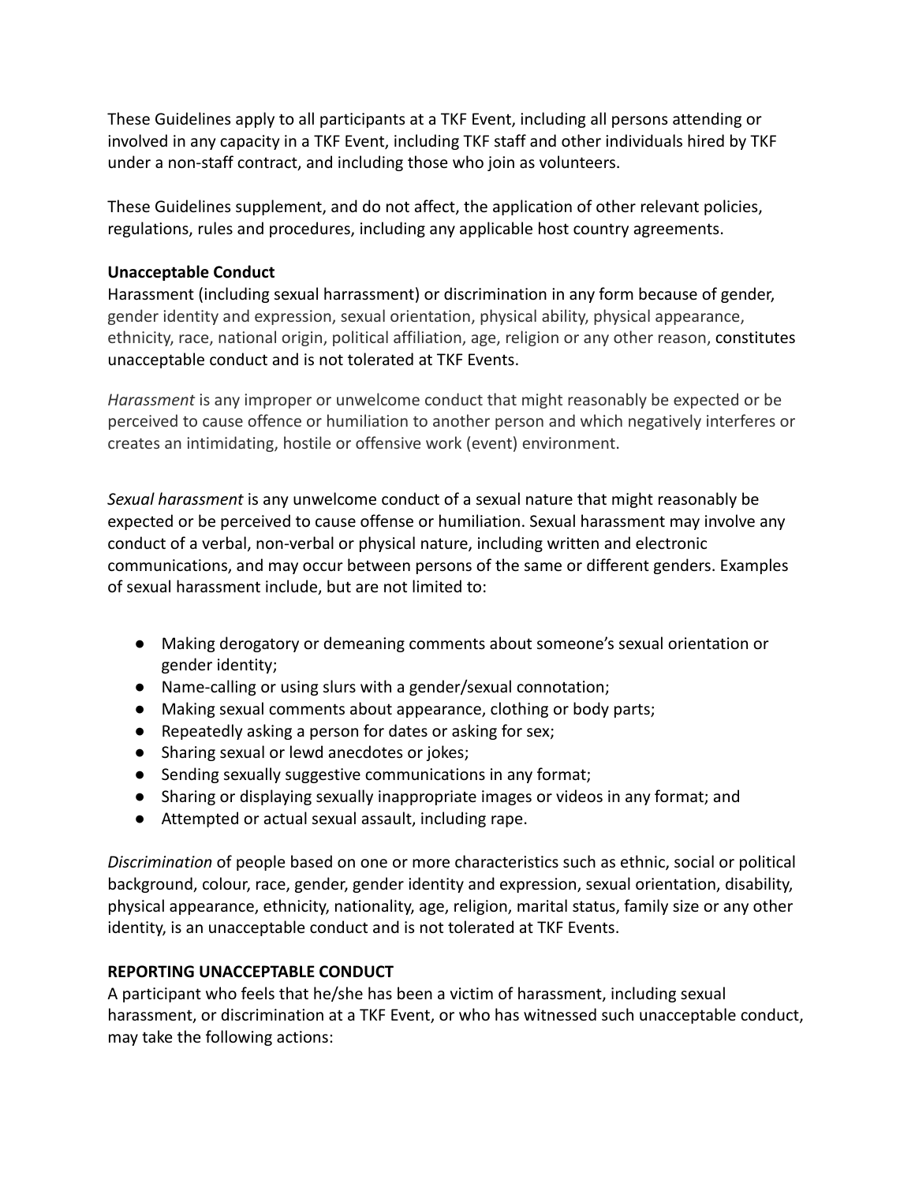These Guidelines apply to all participants at a TKF Event, including all persons attending or involved in any capacity in a TKF Event, including TKF staff and other individuals hired by TKF under a non-staff contract, and including those who join as volunteers.

These Guidelines supplement, and do not affect, the application of other relevant policies, regulations, rules and procedures, including any applicable host country agreements.

**Unacceptable Conduct**

Harassment (including sexual harrassment) or discrimination in any form because of gender, gender identity and expression, sexual orientation, physical ability, physical appearance, ethnicity, race, national origin, political affiliation, age, religion or any other reason, constitutes unacceptable conduct and is not tolerated at TKF Events.

*Harassment* is any improper or unwelcome conduct that might reasonably be expected or be perceived to cause offence or humiliation to another person and which negatively interferes or creates an intimidating, hostile or offensive work (event) environment.

*Sexual harassment* is any unwelcome conduct of a sexual nature that might reasonably be expected or be perceived to cause offense or humiliation. Sexual harassment may involve any conduct of a verbal, non-verbal or physical nature, including written and electronic communications, and may occur between persons of the same or different genders. Examples of sexual harassment include, but are not limited to:

- Making derogatory or demeaning comments about someone's sexual orientation or gender identity;
- Name-calling or using slurs with a gender/sexual connotation;
- Making sexual comments about appearance, clothing or body parts;
- Repeatedly asking a person for dates or asking for sex;
- Sharing sexual or lewd anecdotes or jokes;
- Sending sexually suggestive communications in any format;
- Sharing or displaying sexually inappropriate images or videos in any format; and
- Attempted or actual sexual assault, including rape.

*Discrimination* of people based on one or more characteristics such as ethnic, social or political background, colour, race, gender, gender identity and expression, sexual orientation, disability, physical appearance, ethnicity, nationality, age, religion, marital status, family size or any other identity, is an unacceptable conduct and is not tolerated at TKF Events.

**REPORTING UNACCEPTABLE CONDUCT**

A participant who feels that he/she has been a victim of harassment, including sexual harassment, or discrimination at a TKF Event, or who has witnessed such unacceptable conduct, may take the following actions: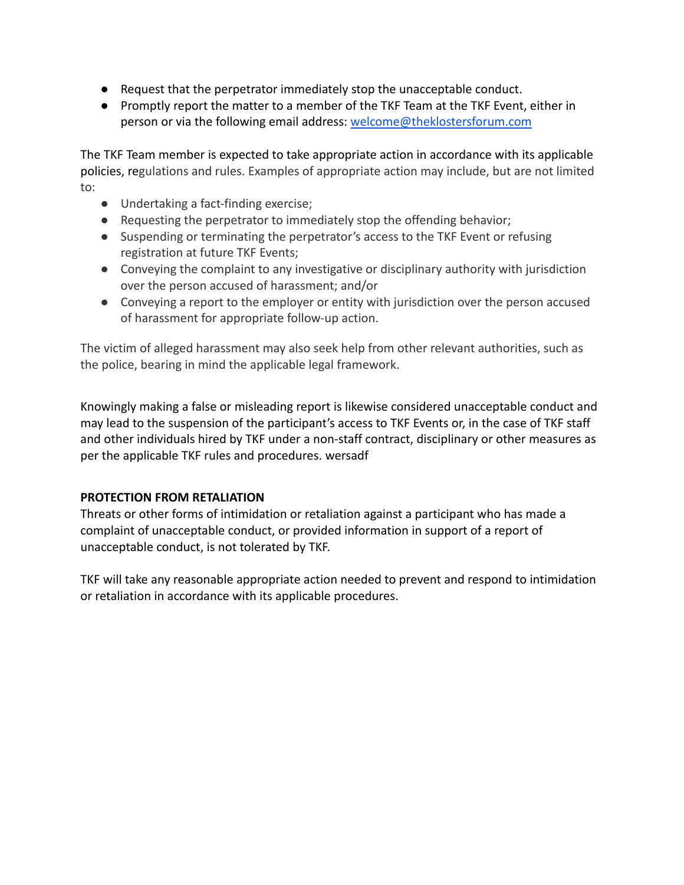- Request that the perpetrator immediately stop the unacceptable conduct.
- Promptly report the matter to a member of the TKF Team at the TKF Event, either in person or via the following email address: welcome@theklostersforum.com

The TKF Team member is expected to take appropriate action in accordance with its applicable policies, regulations and rules. Examples of appropriate action may include, but are not limited to:

- Undertaking a fact-finding exercise;
- Requesting the perpetrator to immediately stop the offending behavior;
- Suspending or terminating the perpetrator's access to the TKF Event or refusing registration at future TKF Events;
- Conveying the complaint to any investigative or disciplinary authority with jurisdiction over the person accused of harassment; and/or
- Conveying a report to the employer or entity with jurisdiction over the person accused of harassment for appropriate follow-up action.

The victim of alleged harassment may also seek help from other relevant authorities, such as the police, bearing in mind the applicable legal framework.

Knowingly making a false or misleading report is likewise considered unacceptable conduct and may lead to the suspension of the participant's access to TKF Events or, in the case of TKF staff and other individuals hired by TKF under a non-staff contract, disciplinary or other measures as per the applicable TKF rules and procedures. wersadf

**PROTECTION FROM RETALIATION**

Threats or other forms of intimidation or retaliation against a participant who has made a complaint of unacceptable conduct, or provided information in support of a report of unacceptable conduct, is not tolerated by TKF.

TKF will take any reasonable appropriate action needed to prevent and respond to intimidation or retaliation in accordance with its applicable procedures.